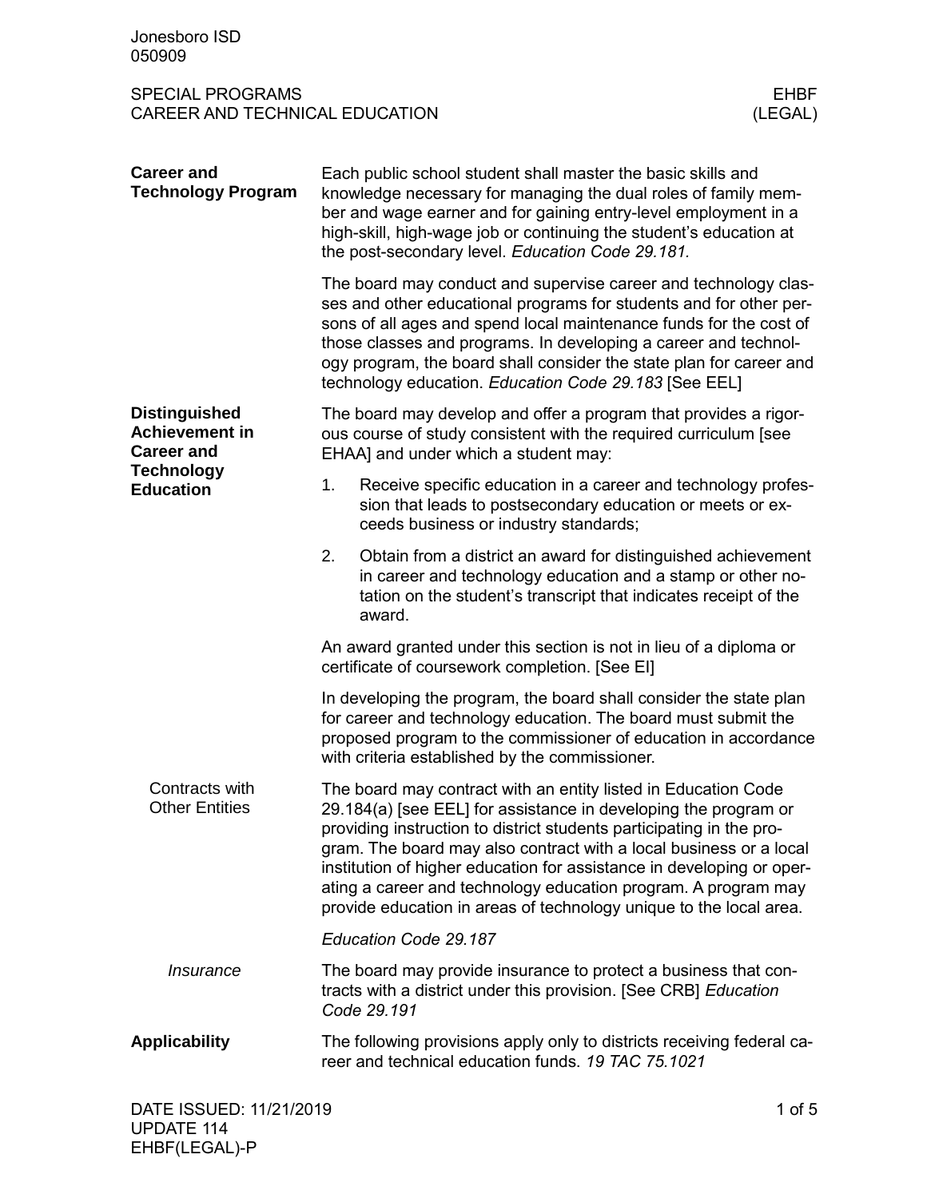Jonesboro ISD
050909

SPECIAL PROGRAMS
CAREER AND TECHNICAL EDUCATION

EHBF
(LEGAL)

## Career and Technology Program

Each public school student shall master the basic skills and knowledge necessary for managing the dual roles of family member and wage earner and for gaining entry-level employment in a high-skill, high-wage job or continuing the student's education at the post-secondary level. *Education Code 29.181.*

The board may conduct and supervise career and technology classes and other educational programs for students and for other persons of all ages and spend local maintenance funds for the cost of those classes and programs. In developing a career and technology program, the board shall consider the state plan for career and technology education. *Education Code 29.183* [See EEL]

## Distinguished Achievement in Career and Technology Education

The board may develop and offer a program that provides a rigorous course of study consistent with the required curriculum [see EHAA] and under which a student may:

1. Receive specific education in a career and technology profession that leads to postsecondary education or meets or exceeds business or industry standards;
2. Obtain from a district an award for distinguished achievement in career and technology education and a stamp or other notation on the student's transcript that indicates receipt of the award.

An award granted under this section is not in lieu of a diploma or certificate of coursework completion. [See EI]

In developing the program, the board shall consider the state plan for career and technology education. The board must submit the proposed program to the commissioner of education in accordance with criteria established by the commissioner.

### Contracts with Other Entities

The board may contract with an entity listed in Education Code 29.184(a) [see EEL] for assistance in developing the program or providing instruction to district students participating in the program. The board may also contract with a local business or a local institution of higher education for assistance in developing or operating a career and technology education program. A program may provide education in areas of technology unique to the local area.

*Education Code 29.187*

#### *Insurance*

The board may provide insurance to protect a business that contracts with a district under this provision. [See CRB] *Education Code 29.191*

## Applicability

The following provisions apply only to districts receiving federal career and technical education funds. *19 TAC 75.1021*

DATE ISSUED: 11/21/2019
UPDATE 114
EHBF(LEGAL)-P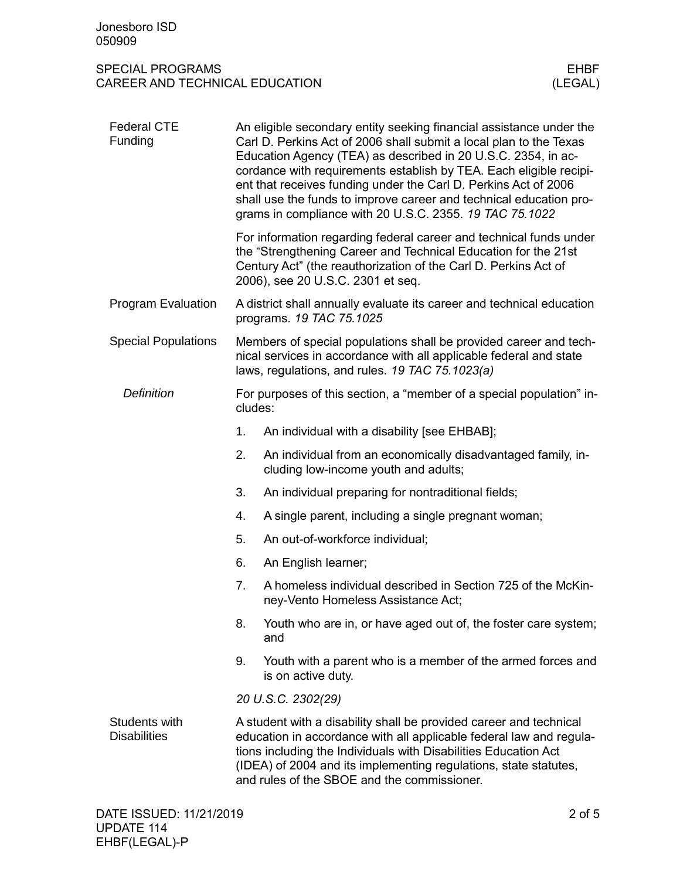## Federal CTE Funding

An eligible secondary entity seeking financial assistance under the Carl D. Perkins Act of 2006 shall submit a local plan to the Texas Education Agency (TEA) as described in 20 U.S.C. 2354, in accordance with requirements establish by TEA. Each eligible recipient that receives funding under the Carl D. Perkins Act of 2006 shall use the funds to improve career and technical education programs in compliance with 20 U.S.C. 2355. *19 TAC 75.1022*

For information regarding federal career and technical funds under the "Strengthening Career and Technical Education for the 21st Century Act" (the reauthorization of the Carl D. Perkins Act of 2006), see 20 U.S.C. 2301 et seq.

## Program Evaluation

A district shall annually evaluate its career and technical education programs. *19 TAC 75.1025*

## Special Populations

Members of special populations shall be provided career and technical services in accordance with all applicable federal and state laws, regulations, and rules. *19 TAC 75.1023(a)*

### *Definition*

For purposes of this section, a "member of a special population" includes:

1. An individual with a disability [see EHBAB];
2. An individual from an economically disadvantaged family, including low-income youth and adults;
3. An individual preparing for nontraditional fields;
4. A single parent, including a single pregnant woman;
5. An out-of-workforce individual;
6. An English learner;
7. A homeless individual described in Section 725 of the McKinney-Vento Homeless Assistance Act;
8. Youth who are in, or have aged out of, the foster care system; and
9. Youth with a parent who is a member of the armed forces and is on active duty.

*20 U.S.C. 2302(29)*

## Students with Disabilities

A student with a disability shall be provided career and technical education in accordance with all applicable federal law and regulations including the Individuals with Disabilities Education Act (IDEA) of 2004 and its implementing regulations, state statutes, and rules of the SBOE and the commissioner.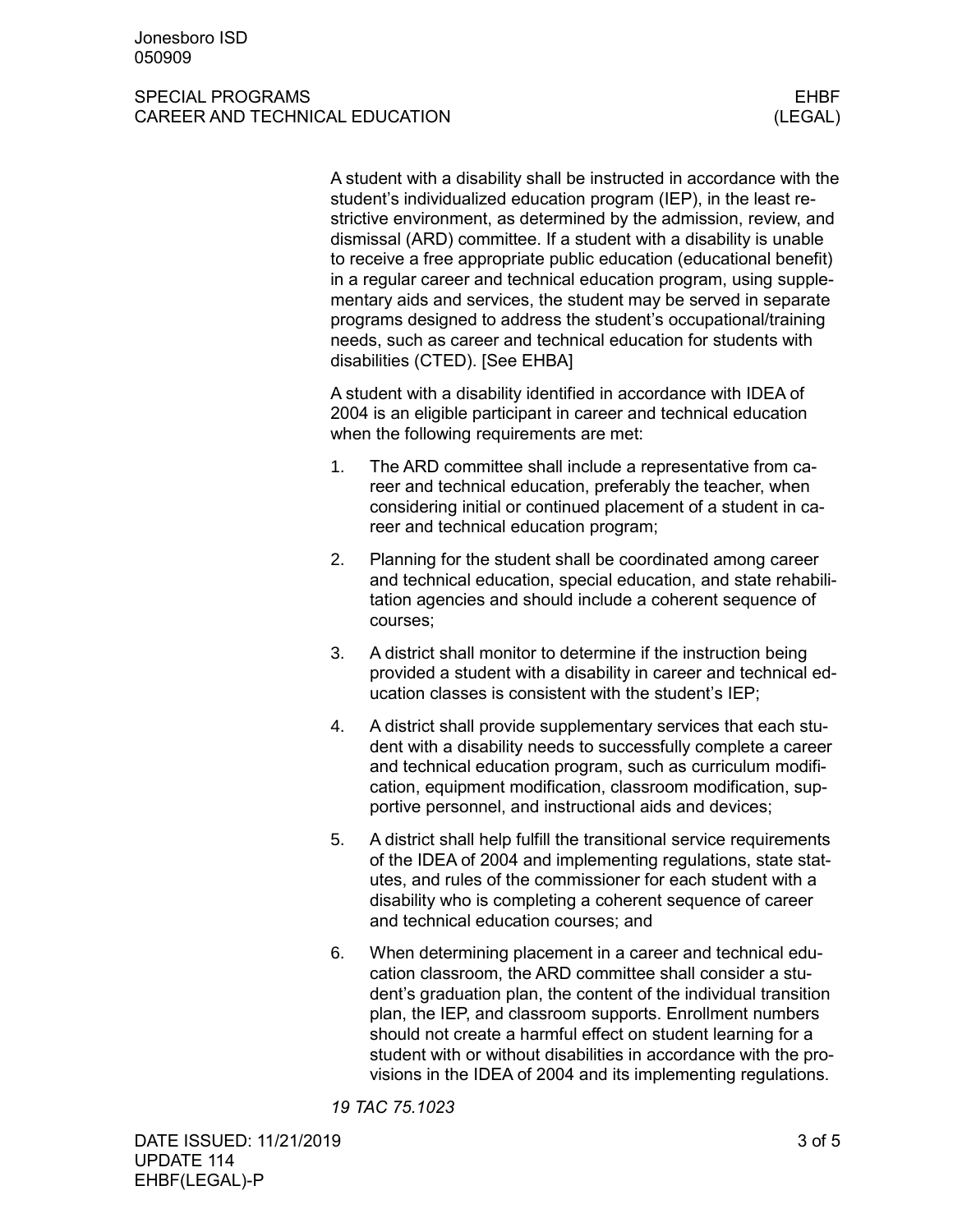A student with a disability shall be instructed in accordance with the student's individualized education program (IEP), in the least restrictive environment, as determined by the admission, review, and dismissal (ARD) committee. If a student with a disability is unable to receive a free appropriate public education (educational benefit) in a regular career and technical education program, using supplementary aids and services, the student may be served in separate programs designed to address the student's occupational/training needs, such as career and technical education for students with disabilities (CTED). [See EHBA]

A student with a disability identified in accordance with IDEA of 2004 is an eligible participant in career and technical education when the following requirements are met:

1. The ARD committee shall include a representative from career and technical education, preferably the teacher, when considering initial or continued placement of a student in career and technical education program;
2. Planning for the student shall be coordinated among career and technical education, special education, and state rehabilitation agencies and should include a coherent sequence of courses;
3. A district shall monitor to determine if the instruction being provided a student with a disability in career and technical education classes is consistent with the student's IEP;
4. A district shall provide supplementary services that each student with a disability needs to successfully complete a career and technical education program, such as curriculum modification, equipment modification, classroom modification, supportive personnel, and instructional aids and devices;
5. A district shall help fulfill the transitional service requirements of the IDEA of 2004 and implementing regulations, state statutes, and rules of the commissioner for each student with a disability who is completing a coherent sequence of career and technical education courses; and
6. When determining placement in a career and technical education classroom, the ARD committee shall consider a student's graduation plan, the content of the individual transition plan, the IEP, and classroom supports. Enrollment numbers should not create a harmful effect on student learning for a student with or without disabilities in accordance with the provisions in the IDEA of 2004 and its implementing regulations.

*19 TAC 75.1023*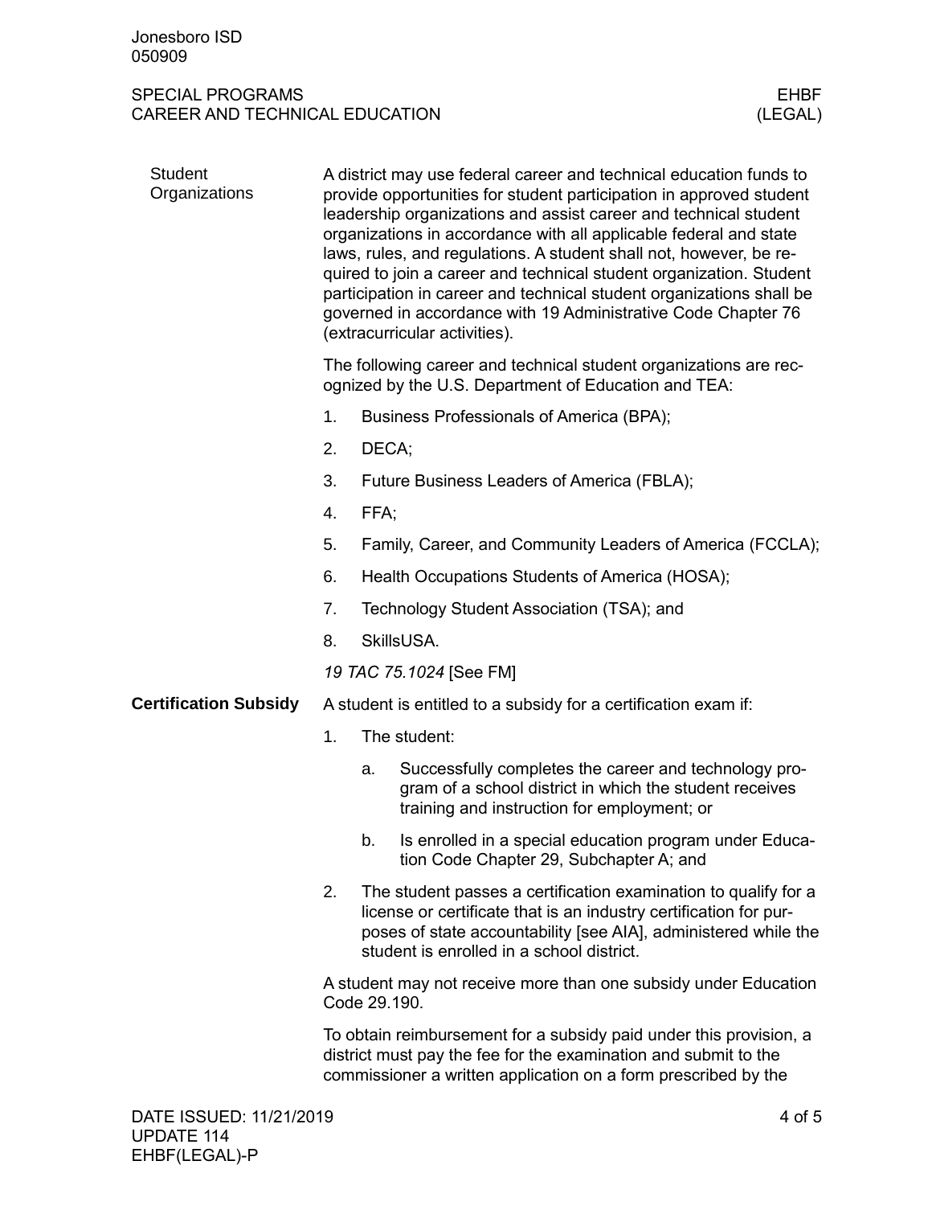## Student Organizations

A district may use federal career and technical education funds to provide opportunities for student participation in approved student leadership organizations and assist career and technical student organizations in accordance with all applicable federal and state laws, rules, and regulations. A student shall not, however, be required to join a career and technical student organization. Student participation in career and technical student organizations shall be governed in accordance with 19 Administrative Code Chapter 76 (extracurricular activities).

The following career and technical student organizations are recognized by the U.S. Department of Education and TEA:

1. Business Professionals of America (BPA);
2. DECA;
3. Future Business Leaders of America (FBLA);
4. FFA;
5. Family, Career, and Community Leaders of America (FCCLA);
6. Health Occupations Students of America (HOSA);
7. Technology Student Association (TSA); and
8. SkillsUSA.

*19 TAC 75.1024* [See FM]

## Certification Subsidy

A student is entitled to a subsidy for a certification exam if:

1. The student:
   a. Successfully completes the career and technology program of a school district in which the student receives training and instruction for employment; or
   b. Is enrolled in a special education program under Education Code Chapter 29, Subchapter A; and
2. The student passes a certification examination to qualify for a license or certificate that is an industry certification for purposes of state accountability [see AIA], administered while the student is enrolled in a school district.

A student may not receive more than one subsidy under Education Code 29.190.

To obtain reimbursement for a subsidy paid under this provision, a district must pay the fee for the examination and submit to the commissioner a written application on a form prescribed by the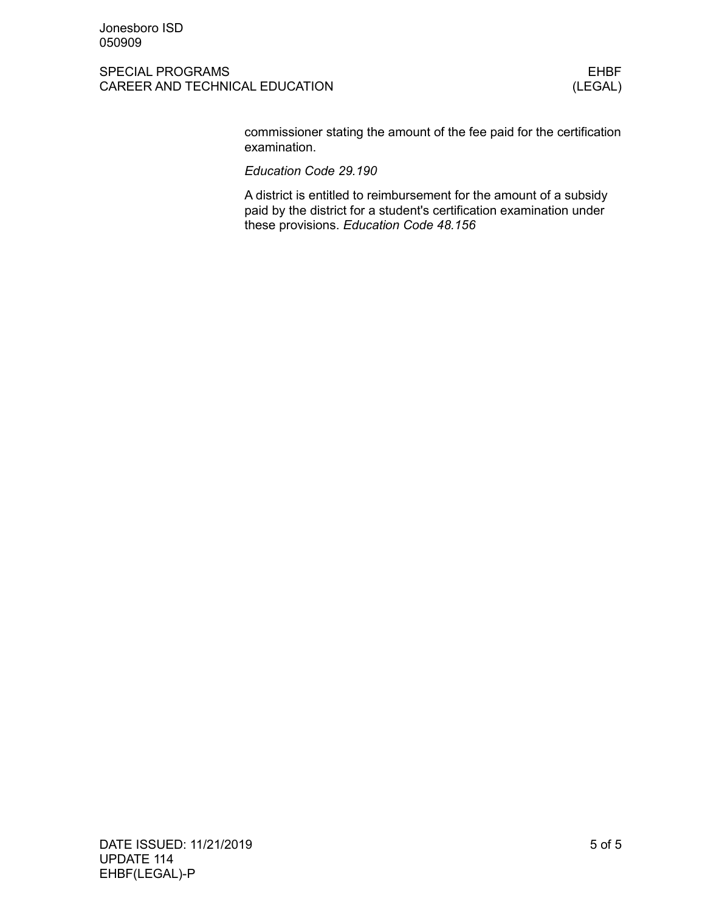commissioner stating the amount of the fee paid for the certification examination.

*Education Code 29.190*

A district is entitled to reimbursement for the amount of a subsidy paid by the district for a student's certification examination under these provisions. *Education Code 48.156*